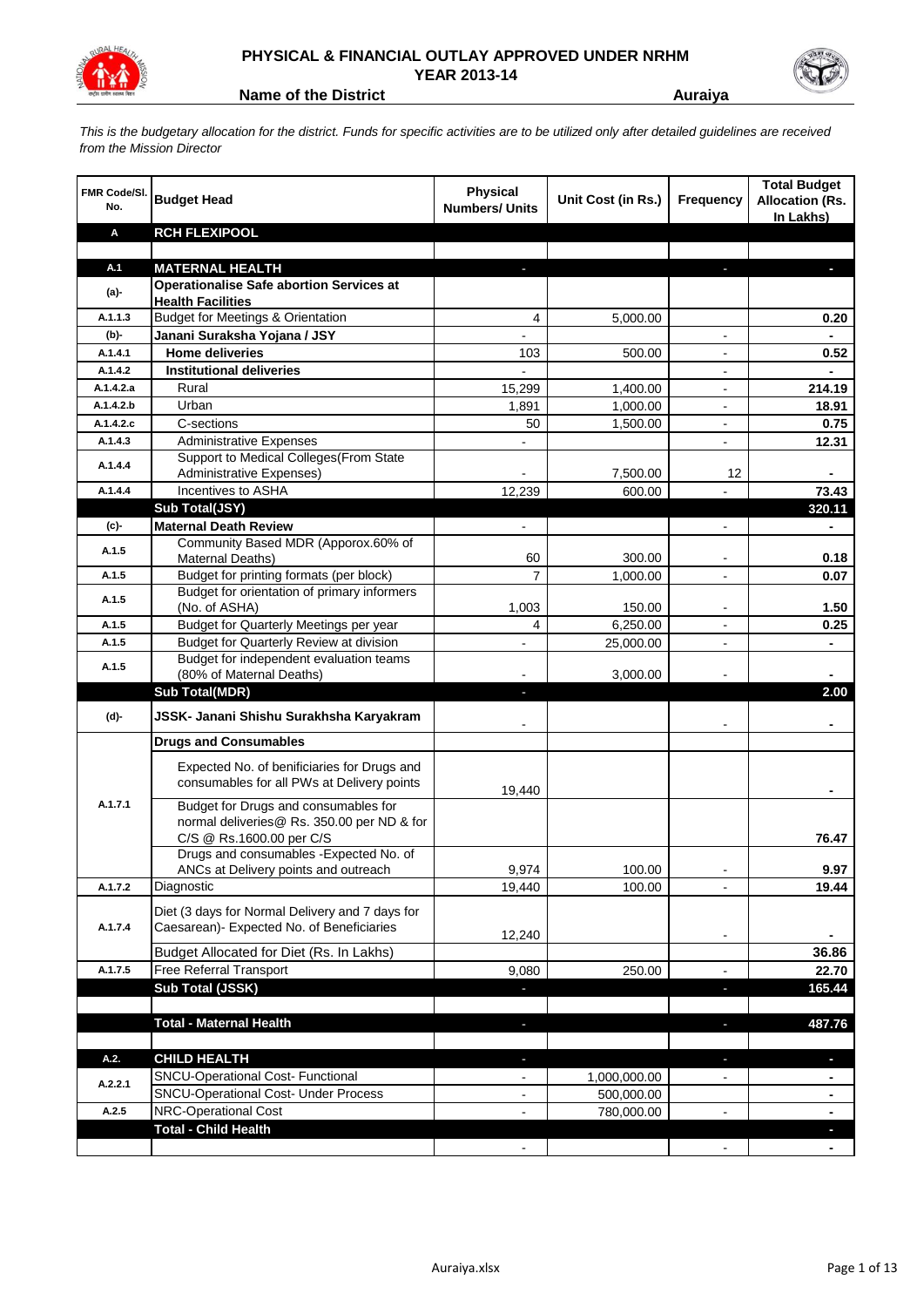# PHYSICAL & FINANCIAL OUTLAY APPROVED UNDER NRHM
## YEAR 2013-14

**Name of the District** **Auraiya**

*This is the budgetary allocation for the district. Funds for specific activities are to be utilized only after detailed guidelines are received from the Mission Director*

| FMR Code/Sl. No. | Budget Head | Physical Numbers/ Units | Unit Cost (in Rs.) | Frequency | Total Budget Allocation (Rs. In Lakhs) |
|---|---|---|---|---|---|
| **A** | **RCH FLEXIPOOL** | | | | |
| | | | | | |
| **A.1** | **MATERNAL HEALTH** | - | | - | - |
| **(a)-** | **Operationalise Safe abortion Services at Health Facilities** | | | | |
| A.1.1.3 | Budget for Meetings & Orientation | 4 | 5,000.00 | | 0.20 |
| **(b)-** | **Janani Suraksha Yojana / JSY** | - | | - | - |
| A.1.4.1 | **Home deliveries** | 103 | 500.00 | - | 0.52 |
| A.1.4.2 | **Institutional deliveries** | - | | - | - |
| A.1.4.2.a | Rural | 15,299 | 1,400.00 | - | 214.19 |
| A.1.4.2.b | Urban | 1,891 | 1,000.00 | - | 18.91 |
| A.1.4.2.c | C-sections | 50 | 1,500.00 | - | 0.75 |
| A.1.4.3 | Administrative Expenses | - | | - | 12.31 |
| A.1.4.4 | Support to Medical Colleges(From State Administrative Expenses) | - | 7,500.00 | 12 | - |
| A.1.4.4 | Incentives to ASHA | 12,239 | 600.00 | - | 73.43 |
| | **Sub Total(JSY)** | | | | **320.11** |
| **(c)-** | **Maternal Death Review** | - | | - | - |
| A.1.5 | Community Based MDR (Apporox.60% of Maternal Deaths) | 60 | 300.00 | - | 0.18 |
| A.1.5 | Budget for printing formats (per block) | 7 | 1,000.00 | - | 0.07 |
| A.1.5 | Budget for orientation of primary informers (No. of ASHA) | 1,003 | 150.00 | - | 1.50 |
| A.1.5 | Budget for Quarterly Meetings per year | 4 | 6,250.00 | - | 0.25 |
| A.1.5 | Budget for Quarterly Review at division | - | 25,000.00 | - | - |
| A.1.5 | Budget for independent evaluation teams (80% of Maternal Deaths) | - | 3,000.00 | - | - |
| | **Sub Total(MDR)** | - | | | **2.00** |
| **(d)-** | **JSSK- Janani Shishu Surakhsha Karyakram** | - | | - | - |
| | **Drugs and Consumables** | | | | |
| A.1.7.1 | Expected No. of benificiaries for Drugs and consumables for all PWs at Delivery points | 19,440 | | | - |
| | Budget for Drugs and consumables for normal deliveries@ Rs. 350.00 per ND & for C/S @ Rs.1600.00 per C/S | | | | 76.47 |
| | Drugs and consumables -Expected No. of ANCs at Delivery points and outreach | 9,974 | 100.00 | - | 9.97 |
| A.1.7.2 | Diagnostic | 19,440 | 100.00 | - | 19.44 |
| A.1.7.4 | Diet (3 days for Normal Delivery and 7 days for Caesarean)- Expected No. of Beneficiaries | 12,240 | | - | - |
| | Budget Allocated for Diet (Rs. In Lakhs) | | | | 36.86 |
| A.1.7.5 | Free Referral Transport | 9,080 | 250.00 | - | 22.70 |
| | **Sub Total (JSSK)** | - | | - | **165.44** |
| | | | | | |
| | **Total - Maternal Health** | - | | - | **487.76** |
| | | | | | |
| **A.2.** | **CHILD HEALTH** | - | | - | - |
| A.2.2.1 | SNCU-Operational Cost- Functional | - | 1,000,000.00 | - | - |
| | SNCU-Operational Cost- Under Process | - | 500,000.00 | | - |
| A.2.5 | NRC-Operational Cost | - | 780,000.00 | - | - |
| | **Total - Child Health** | | | | - |
| | | - | | - | - |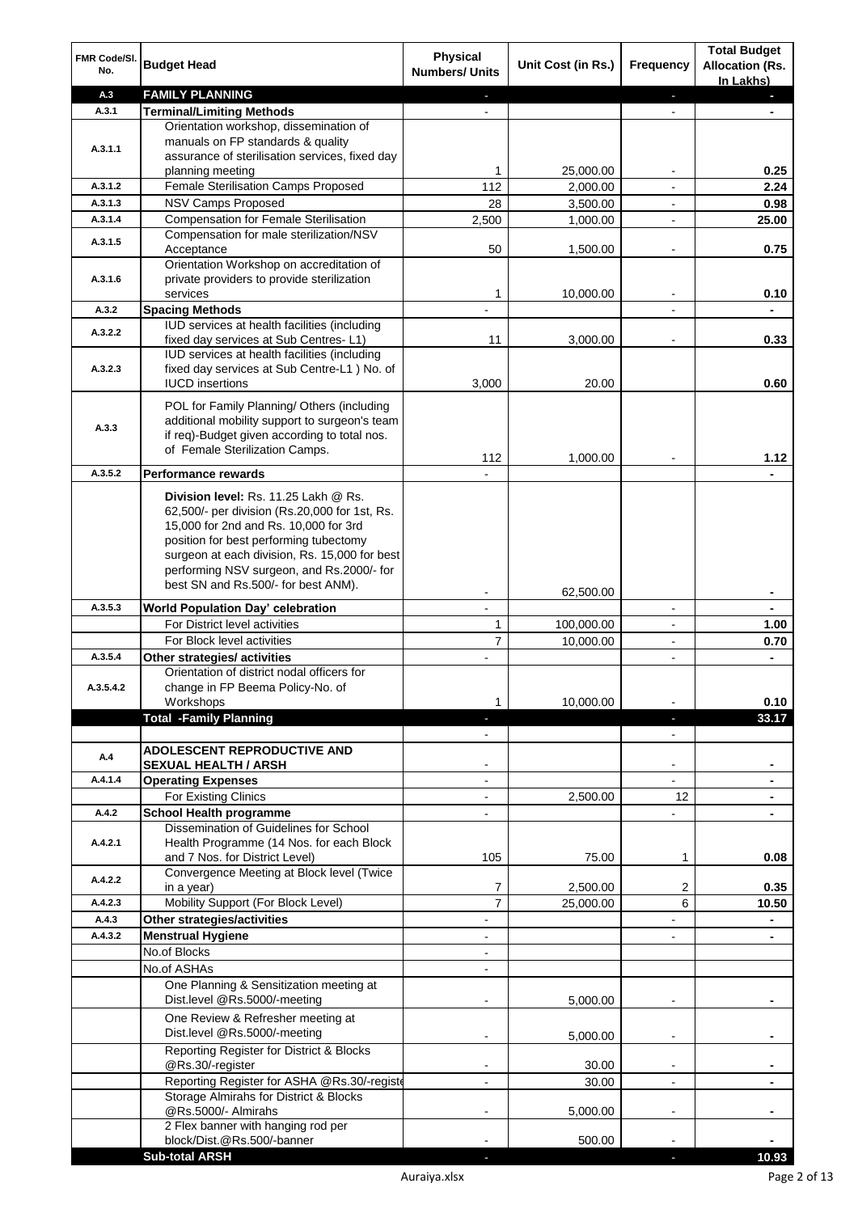| FMR Code/Sl. No. | Budget Head | Physical Numbers/ Units | Unit Cost (in Rs.) | Frequency | Total Budget Allocation (Rs. In Lakhs) |
|---|---|---|---|---|---|
| **A.3** | **FAMILY PLANNING** | - | | - | - |
| **A.3.1** | **Terminal/Limiting Methods** | - | | - | - |
| A.3.1.1 | Orientation workshop, dissemination of manuals on FP standards & quality assurance of sterilisation services, fixed day planning meeting | 1 | 25,000.00 | - | **0.25** |
| A.3.1.2 | Female Sterilisation Camps Proposed | 112 | 2,000.00 | - | **2.24** |
| A.3.1.3 | NSV Camps Proposed | 28 | 3,500.00 | - | **0.98** |
| A.3.1.4 | Compensation for Female Sterilisation | 2,500 | 1,000.00 | - | **25.00** |
| A.3.1.5 | Compensation for male sterilization/NSV Acceptance | 50 | 1,500.00 | - | **0.75** |
| A.3.1.6 | Orientation Workshop on accreditation of private providers to provide sterilization services | 1 | 10,000.00 | - | **0.10** |
| **A.3.2** | **Spacing Methods** | - | | - | - |
| A.3.2.2 | IUD services at health facilities (including fixed day services at Sub Centres- L1) | 11 | 3,000.00 | - | **0.33** |
| A.3.2.3 | IUD services at health facilities (including fixed day services at Sub Centre-L1 ) No. of IUCD insertions | 3,000 | 20.00 | | **0.60** |
| A.3.3 | POL for Family Planning/ Others (including additional mobility support to surgeon's team if req)-Budget given according to total nos. of Female Sterilization Camps. | 112 | 1,000.00 | - | **1.12** |
| A.3.5.2 | **Performance rewards** | - | | | - |
| | **Division level:** Rs. 11.25 Lakh @ Rs. 62,500/- per division (Rs.20,000 for 1st, Rs. 15,000 for 2nd and Rs. 10,000 for 3rd position for best performing tubectomy surgeon at each division, Rs. 15,000 for best performing NSV surgeon, and Rs.2000/- for best SN and Rs.500/- for best ANM). | - | 62,500.00 | | - |
| A.3.5.3 | **World Population Day' celebration** | - | | - | - |
| | For District level activities | 1 | 100,000.00 | - | **1.00** |
| | For Block level activities | 7 | 10,000.00 | - | **0.70** |
| A.3.5.4 | **Other strategies/ activities** | - | | - | - |
| A.3.5.4.2 | Orientation of district nodal officers for change in FP Beema Policy-No. of Workshops | 1 | 10,000.00 | - | **0.10** |
| | **Total -Family Planning** | - | | - | **33.17** |
| | | - | | - | |
| **A.4** | **ADOLESCENT REPRODUCTIVE AND SEXUAL HEALTH / ARSH** | - | | - | - |
| A.4.1.4 | **Operating Expenses** | - | | - | - |
| | For Existing Clinics | - | 2,500.00 | 12 | - |
| A.4.2 | **School Health programme** | - | | - | - |
| A.4.2.1 | Dissemination of Guidelines for School Health Programme (14 Nos. for each Block and 7 Nos. for District Level) | 105 | 75.00 | 1 | **0.08** |
| A.4.2.2 | Convergence Meeting at Block level (Twice in a year) | 7 | 2,500.00 | 2 | **0.35** |
| A.4.2.3 | Mobility Support (For Block Level) | 7 | 25,000.00 | 6 | **10.50** |
| A.4.3 | **Other strategies/activities** | - | | - | - |
| A.4.3.2 | **Menstrual Hygiene** | - | | - | - |
| | No.of Blocks | - | | | |
| | No.of ASHAs | - | | | |
| | One Planning & Sensitization meeting at Dist.level @Rs.5000/-meeting | - | 5,000.00 | - | - |
| | One Review & Refresher meeting at Dist.level @Rs.5000/-meeting | - | 5,000.00 | - | - |
| | Reporting Register for District & Blocks @Rs.30/-register | - | 30.00 | - | - |
| | Reporting Register for ASHA @Rs.30/-register | - | 30.00 | - | - |
| | Storage Almirahs for District & Blocks @Rs.5000/- Almirahs | - | 5,000.00 | - | - |
| | 2 Flex banner with hanging rod per block/Dist.@Rs.500/-banner | - | 500.00 | - | - |
| | **Sub-total ARSH** | - | | - | **10.93** |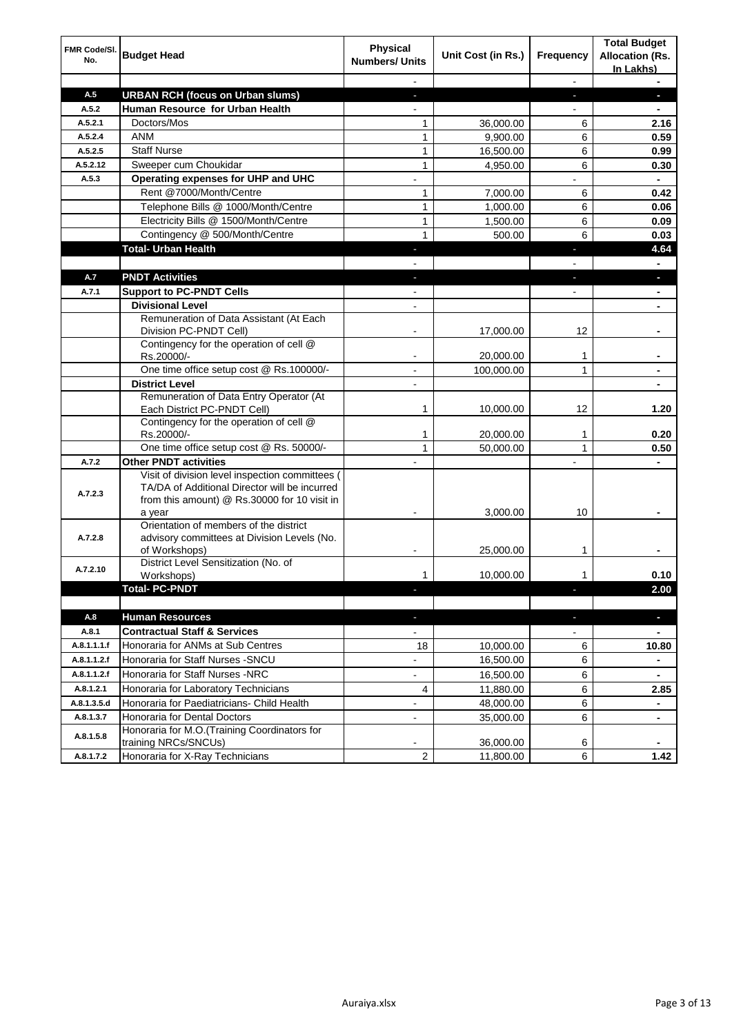| FMR Code/Sl. No. | Budget Head | Physical Numbers/ Units | Unit Cost (in Rs.) | Frequency | Total Budget Allocation (Rs. In Lakhs) |
|---|---|---|---|---|---|
| | | - | | - | - |
| A.5 | **URBAN RCH (focus on Urban slums)** | - | | - | - |
| A.5.2 | **Human Resource for Urban Health** | - | | - | - |
| A.5.2.1 | Doctors/Mos | 1 | 36,000.00 | 6 | **2.16** |
| A.5.2.4 | ANM | 1 | 9,900.00 | 6 | **0.59** |
| A.5.2.5 | Staff Nurse | 1 | 16,500.00 | 6 | **0.99** |
| A.5.2.12 | Sweeper cum Choukidar | 1 | 4,950.00 | 6 | **0.30** |
| A.5.3 | **Operating expenses for UHP and UHC** | - | | - | - |
| | Rent @7000/Month/Centre | 1 | 7,000.00 | 6 | **0.42** |
| | Telephone Bills @ 1000/Month/Centre | 1 | 1,000.00 | 6 | **0.06** |
| | Electricity Bills @ 1500/Month/Centre | 1 | 1,500.00 | 6 | **0.09** |
| | Contingency @ 500/Month/Centre | 1 | 500.00 | 6 | **0.03** |
| | **Total- Urban Health** | - | | - | **4.64** |
| | | - | | - | - |
| A.7 | **PNDT Activities** | - | | - | - |
| A.7.1 | **Support to PC-PNDT Cells** | - | | - | - |
| | **Divisional Level** | - | | | - |
| | Remuneration of Data Assistant (At Each Division PC-PNDT Cell) | - | 17,000.00 | 12 | - |
| | Contingency for the operation of cell @ Rs.20000/- | - | 20,000.00 | 1 | - |
| | One time office setup cost @ Rs.100000/- | - | 100,000.00 | 1 | - |
| | **District Level** | - | | | - |
| | Remuneration of Data Entry Operator (At Each District PC-PNDT Cell) | 1 | 10,000.00 | 12 | **1.20** |
| | Contingency for the operation of cell @ Rs.20000/- | 1 | 20,000.00 | 1 | **0.20** |
| | One time office setup cost @ Rs. 50000/- | 1 | 50,000.00 | 1 | **0.50** |
| A.7.2 | **Other PNDT activities** | - | | - | - |
| A.7.2.3 | Visit of division level inspection committees ( TA/DA of Additional Director will be incurred from this amount) @ Rs.30000 for 10 visit in a year | - | 3,000.00 | 10 | - |
| A.7.2.8 | Orientation of members of the district advisory committees at Division Levels (No. of Workshops) | - | 25,000.00 | 1 | - |
| A.7.2.10 | District Level Sensitization (No. of Workshops) | 1 | 10,000.00 | 1 | **0.10** |
| | **Total- PC-PNDT** | - | | - | **2.00** |
| | | | | | |
| A.8 | **Human Resources** | - | | - | - |
| A.8.1 | **Contractual Staff & Services** | - | | - | - |
| A.8.1.1.1.f | Honoraria for ANMs at Sub Centres | 18 | 10,000.00 | 6 | **10.80** |
| A.8.1.1.2.f | Honoraria for Staff Nurses -SNCU | - | 16,500.00 | 6 | - |
| A.8.1.1.2.f | Honoraria for Staff Nurses -NRC | - | 16,500.00 | 6 | - |
| A.8.1.2.1 | Honoraria for Laboratory Technicians | 4 | 11,880.00 | 6 | **2.85** |
| A.8.1.3.5.d | Honoraria for Paediatricians- Child Health | - | 48,000.00 | 6 | - |
| A.8.1.3.7 | Honoraria for Dental Doctors | - | 35,000.00 | 6 | - |
| A.8.1.5.8 | Honoraria for M.O.(Training Coordinators for training NRCs/SNCUs) | - | 36,000.00 | 6 | - |
| A.8.1.7.2 | Honoraria for X-Ray Technicians | 2 | 11,800.00 | 6 | **1.42** |

Auraiya.xlsx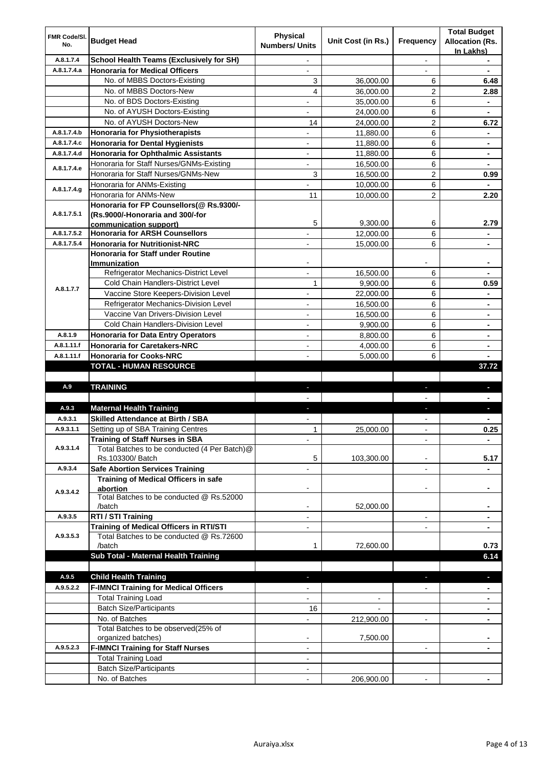| FMR Code/Sl. No. | Budget Head | Physical Numbers/ Units | Unit Cost (in Rs.) | Frequency | Total Budget Allocation (Rs. In Lakhs) |
|---|---|---|---|---|---|
| A.8.1.7.4 | **School Health Teams (Exclusively for SH)** | - | | - | - |
| A.8.1.7.4.a | **Honoraria for Medical Officers** | - | | - | - |
| | No. of MBBS Doctors-Existing | 3 | 36,000.00 | 6 | **6.48** |
| | No. of MBBS Doctors-New | 4 | 36,000.00 | 2 | **2.88** |
| | No. of BDS Doctors-Existing | - | 35,000.00 | 6 | - |
| | No. of AYUSH Doctors-Existing | - | 24,000.00 | 6 | - |
| | No. of AYUSH Doctors-New | 14 | 24,000.00 | 2 | **6.72** |
| A.8.1.7.4.b | **Honoraria for Physiotherapists** | - | 11,880.00 | 6 | - |
| A.8.1.7.4.c | **Honoraria for Dental Hygienists** | - | 11,880.00 | 6 | - |
| A.8.1.7.4.d | **Honoraria for Ophthalmic Assistants** | - | 11,880.00 | 6 | - |
| A.8.1.7.4.e | Honoraria for Staff Nurses/GNMs-Existing | - | 16,500.00 | 6 | - |
| | Honoraria for Staff Nurses/GNMs-New | 3 | 16,500.00 | 2 | **0.99** |
| A.8.1.7.4.g | Honoraria for ANMs-Existing | - | 10,000.00 | 6 | - |
| | Honoraria for ANMs-New | 11 | 10,000.00 | 2 | **2.20** |
| A.8.1.7.5.1 | **Honoraria for FP Counsellors(@ Rs.9300/- (Rs.9000/-Honoraria and 300/-for communication support)** | 5 | 9,300.00 | 6 | **2.79** |
| A.8.1.7.5.2 | **Honoraria for ARSH Counsellors** | - | 12,000.00 | 6 | - |
| A.8.1.7.5.4 | **Honoraria for Nutritionist-NRC** | - | 15,000.00 | 6 | - |
| A.8.1.7.7 | **Honoraria for Staff under Routine Immunization** | - | | - | - |
| | Refrigerator Mechanics-District Level | - | 16,500.00 | 6 | - |
| | Cold Chain Handlers-District Level | 1 | 9,900.00 | 6 | **0.59** |
| | Vaccine Store Keepers-Division Level | - | 22,000.00 | 6 | - |
| | Refrigerator Mechanics-Division Level | - | 16,500.00 | 6 | - |
| | Vaccine Van Drivers-Division Level | - | 16,500.00 | 6 | - |
| | Cold Chain Handlers-Division Level | - | 9,900.00 | 6 | - |
| A.8.1.9 | **Honoraria for Data Entry Operators** | - | 8,800.00 | 6 | - |
| A.8.1.11.f | **Honoraria for Caretakers-NRC** | - | 4,000.00 | 6 | - |
| A.8.1.11.f | **Honoraria for Cooks-NRC** | - | 5,000.00 | 6 | - |
| | **TOTAL - HUMAN RESOURCE** | | | | **37.72** |
| | | | | | |
| A.9 | **TRAINING** | - | | - | - |
| | | - | | - | - |
| A.9.3 | **Maternal Health Training** | - | | - | - |
| A.9.3.1 | **Skilled Attendance at Birth / SBA** | - | | - | - |
| A.9.3.1.1 | Setting up of SBA Training Centres | 1 | 25,000.00 | - | **0.25** |
| A.9.3.1.4 | **Training of Staff Nurses in SBA** | - | | - | - |
| | Total Batches to be conducted (4 Per Batch)@ Rs.103300/ Batch | 5 | 103,300.00 | - | **5.17** |
| A.9.3.4 | **Safe Abortion Services Training** | - | | - | - |
| A.9.3.4.2 | **Training of Medical Officers in safe abortion** | - | | - | - |
| | Total Batches to be conducted @ Rs.52000 /batch | - | 52,000.00 | | - |
| A.9.3.5 | **RTI / STI Training** | - | | - | - |
| A.9.3.5.3 | **Training of Medical Officers in RTI/STI** | - | | - | - |
| | Total Batches to be conducted @ Rs.72600 /batch | 1 | 72,600.00 | | **0.73** |
| | **Sub Total - Maternal Health Training** | | | | **6.14** |
| | | | | | |
| A.9.5 | **Child Health Training** | - | | - | - |
| A.9.5.2.2 | **F-IMNCI Training for Medical Officers** | - | | - | - |
| | Total Training Load | - | - | | - |
| | Batch Size/Participants | 16 | - | | - |
| | No. of Batches | - | 212,900.00 | - | - |
| | Total Batches to be observed(25% of organized batches) | - | 7,500.00 | | - |
| A.9.5.2.3 | **F-IMNCI Training for Staff Nurses** | - | | - | - |
| | Total Training Load | - | | | |
| | Batch Size/Participants | - | | | |
| | No. of Batches | - | 206,900.00 | - | - |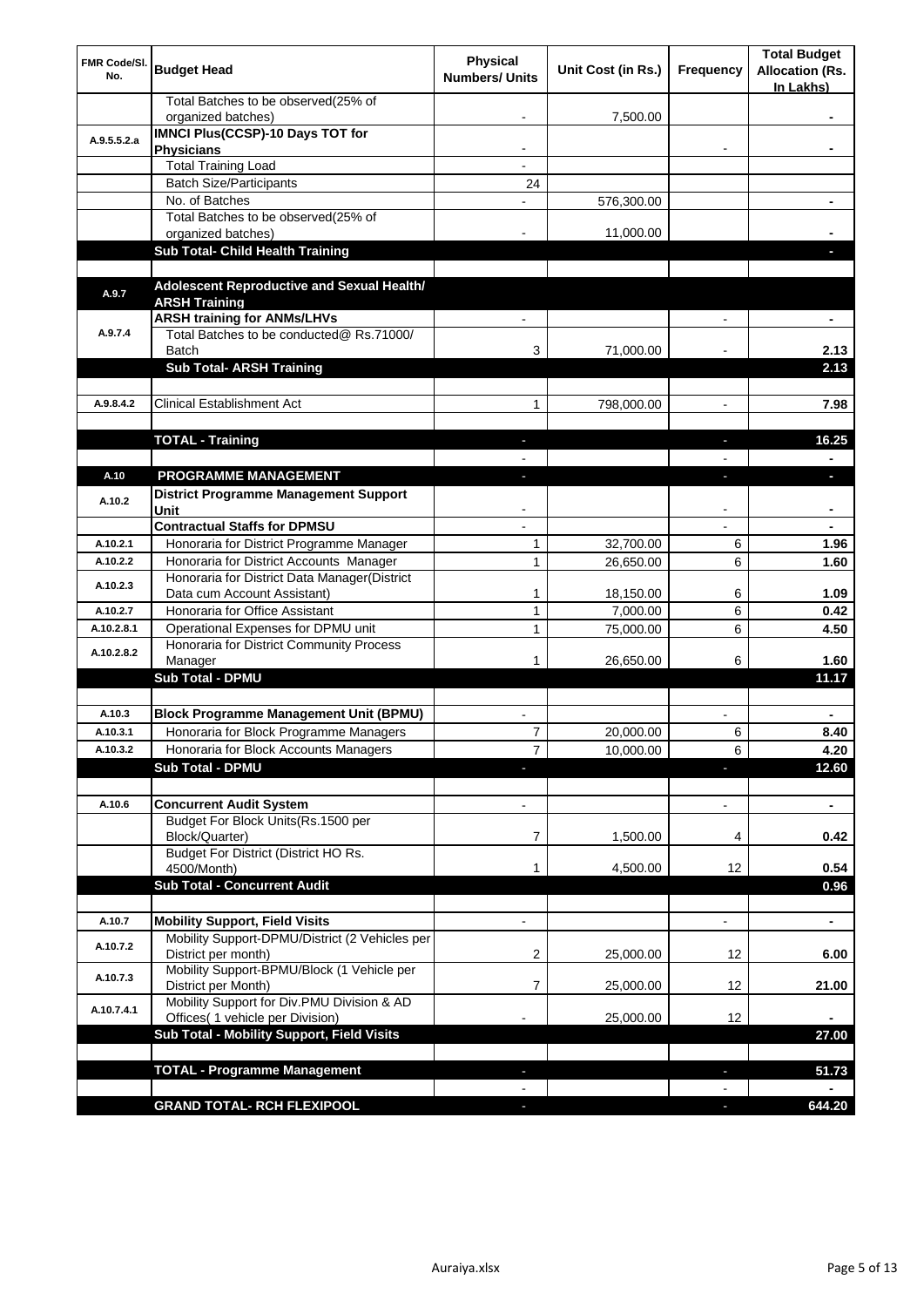| FMR Code/Sl. No. | Budget Head | Physical Numbers/ Units | Unit Cost (in Rs.) | Frequency | Total Budget Allocation (Rs. In Lakhs) |
|---|---|---|---|---|---|
| | Total Batches to be observed(25% of organized batches) | - | 7,500.00 | | - |
| A.9.5.5.2.a | **IMNCI Plus(CCSP)-10 Days TOT for Physicians** | - | | - | - |
| | Total Training Load | - | | | |
| | Batch Size/Participants | 24 | | | |
| | No. of Batches | - | 576,300.00 | | - |
| | Total Batches to be observed(25% of organized batches) | - | 11,000.00 | | - |
| | **Sub Total- Child Health Training** | | | | - |
| | | | | | |
| A.9.7 | **Adolescent Reproductive and Sexual Health/ ARSH Training** | | | | |
| A.9.7.4 | **ARSH training for ANMs/LHVs** | - | | - | - |
| | Total Batches to be conducted@ Rs.71000/ Batch | 3 | 71,000.00 | - | 2.13 |
| | **Sub Total- ARSH Training** | | | | 2.13 |
| | | | | | |
| A.9.8.4.2 | Clinical Establishment Act | 1 | 798,000.00 | - | 7.98 |
| | | | | | |
| | **TOTAL - Training** | - | | - | 16.25 |
| | | - | | - | - |
| A.10 | **PROGRAMME MANAGEMENT** | - | | - | - |
| A.10.2 | **District Programme Management Support Unit** | - | | - | - |
| | **Contractual Staffs for DPMSU** | - | | - | - |
| A.10.2.1 | Honoraria for District Programme Manager | 1 | 32,700.00 | 6 | 1.96 |
| A.10.2.2 | Honoraria for District Accounts Manager | 1 | 26,650.00 | 6 | 1.60 |
| A.10.2.3 | Honoraria for District Data Manager(District Data cum Account Assistant) | 1 | 18,150.00 | 6 | 1.09 |
| A.10.2.7 | Honoraria for Office Assistant | 1 | 7,000.00 | 6 | 0.42 |
| A.10.2.8.1 | Operational Expenses for DPMU unit | 1 | 75,000.00 | 6 | 4.50 |
| A.10.2.8.2 | Honoraria for District Community Process Manager | 1 | 26,650.00 | 6 | 1.60 |
| | **Sub Total - DPMU** | | | | 11.17 |
| | | | | | |
| A.10.3 | **Block Programme Management Unit (BPMU)** | - | | - | - |
| A.10.3.1 | Honoraria for Block Programme Managers | 7 | 20,000.00 | 6 | 8.40 |
| A.10.3.2 | Honoraria for Block Accounts Managers | 7 | 10,000.00 | 6 | 4.20 |
| | **Sub Total - DPMU** | - | | - | 12.60 |
| | | | | | |
| A.10.6 | **Concurrent Audit System** | - | | - | - |
| | Budget For Block Units(Rs.1500 per Block/Quarter) | 7 | 1,500.00 | 4 | 0.42 |
| | Budget For District (District HO Rs. 4500/Month) | 1 | 4,500.00 | 12 | 0.54 |
| | **Sub Total - Concurrent Audit** | | | | 0.96 |
| | | | | | |
| A.10.7 | **Mobility Support, Field Visits** | - | | - | - |
| A.10.7.2 | Mobility Support-DPMU/District (2 Vehicles per District per month) | 2 | 25,000.00 | 12 | 6.00 |
| A.10.7.3 | Mobility Support-BPMU/Block (1 Vehicle per District per Month) | 7 | 25,000.00 | 12 | 21.00 |
| A.10.7.4.1 | Mobility Support for Div.PMU Division & AD Offices( 1 vehicle per Division) | - | 25,000.00 | 12 | - |
| | **Sub Total - Mobility Support, Field Visits** | | | | 27.00 |
| | | | | | |
| | **TOTAL - Programme Management** | - | | - | 51.73 |
| | | - | | - | - |
| | **GRAND TOTAL- RCH FLEXIPOOL** | - | | - | 644.20 |

Auraiya.xlsx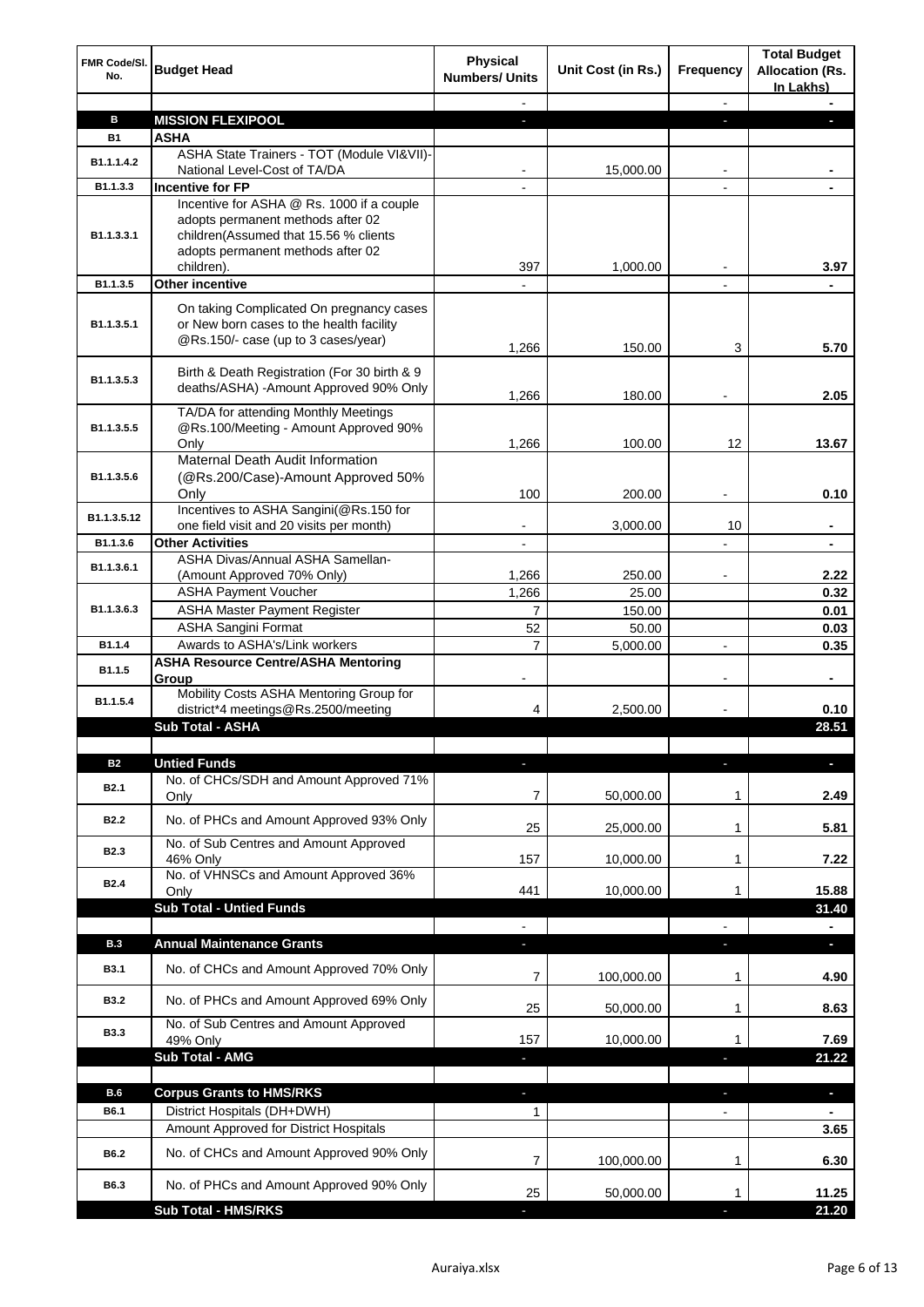| FMR Code/Sl. No. | Budget Head | Physical Numbers/ Units | Unit Cost (in Rs.) | Frequency | Total Budget Allocation (Rs. In Lakhs) |
|---|---|---|---|---|---|
| | | - | | - | - |
| B | MISSION FLEXIPOOL | - | | - | - |
| B1 | ASHA | | | | |
| B1.1.1.4.2 | ASHA State Trainers - TOT (Module VI&VII)-National Level-Cost of TA/DA | - | 15,000.00 | - | - |
| B1.1.3.3 | Incentive for FP | - | | - | - |
| B1.1.3.3.1 | Incentive for ASHA @ Rs. 1000 if a couple adopts permanent methods after 02 children(Assumed that 15.56 % clients adopts permanent methods after 02 children). | 397 | 1,000.00 | - | 3.97 |
| B1.1.3.5 | Other incentive | - | | - | - |
| B1.1.3.5.1 | On taking Complicated On pregnancy cases or New born cases to the health facility @Rs.150/- case (up to 3 cases/year) | 1,266 | 150.00 | 3 | 5.70 |
| B1.1.3.5.3 | Birth & Death Registration (For 30 birth & 9 deaths/ASHA) -Amount Approved 90% Only | 1,266 | 180.00 | - | 2.05 |
| B1.1.3.5.5 | TA/DA for attending Monthly Meetings @Rs.100/Meeting - Amount Approved 90% Only | 1,266 | 100.00 | 12 | 13.67 |
| B1.1.3.5.6 | Maternal Death Audit Information (@Rs.200/Case)-Amount Approved 50% Only | 100 | 200.00 | - | 0.10 |
| B1.1.3.5.12 | Incentives to ASHA Sangini(@Rs.150 for one field visit and 20 visits per month) | - | 3,000.00 | 10 | - |
| B1.1.3.6 | Other Activities | - | | - | - |
| B1.1.3.6.1 | ASHA Divas/Annual ASHA Samellan-(Amount Approved 70% Only) | 1,266 | 250.00 | - | 2.22 |
| B1.1.3.6.3 | ASHA Payment Voucher | 1,266 | 25.00 | | 0.32 |
| | ASHA Master Payment Register | 7 | 150.00 | | 0.01 |
| | ASHA Sangini Format | 52 | 50.00 | | 0.03 |
| B1.1.4 | Awards to ASHA's/Link workers | 7 | 5,000.00 | - | 0.35 |
| B1.1.5 | ASHA Resource Centre/ASHA Mentoring Group | - | | - | - |
| B1.1.5.4 | Mobility Costs ASHA Mentoring Group for district*4 meetings@Rs.2500/meeting | 4 | 2,500.00 | - | 0.10 |
| | Sub Total - ASHA | | | | 28.51 |
| | | | | | |
| B2 | Untied Funds | - | | - | - |
| B2.1 | No. of CHCs/SDH and Amount Approved 71% Only | 7 | 50,000.00 | 1 | 2.49 |
| B2.2 | No. of PHCs and Amount Approved 93% Only | 25 | 25,000.00 | 1 | 5.81 |
| B2.3 | No. of Sub Centres and Amount Approved 46% Only | 157 | 10,000.00 | 1 | 7.22 |
| B2.4 | No. of VHNSCs and Amount Approved 36% Only | 441 | 10,000.00 | 1 | 15.88 |
| | Sub Total - Untied Funds | | | | 31.40 |
| | | - | | - | - |
| B.3 | Annual Maintenance Grants | - | | - | - |
| B3.1 | No. of CHCs and Amount Approved 70% Only | 7 | 100,000.00 | 1 | 4.90 |
| B3.2 | No. of PHCs and Amount Approved 69% Only | 25 | 50,000.00 | 1 | 8.63 |
| B3.3 | No. of Sub Centres and Amount Approved 49% Only | 157 | 10,000.00 | 1 | 7.69 |
| | Sub Total - AMG | - | | - | 21.22 |
| | | | | | |
| B.6 | Corpus Grants to HMS/RKS | - | | - | - |
| B6.1 | District Hospitals (DH+DWH) | 1 | | - | - |
| | Amount Approved for District Hospitals | | | | 3.65 |
| B6.2 | No. of CHCs and Amount Approved 90% Only | 7 | 100,000.00 | 1 | 6.30 |
| B6.3 | No. of PHCs and Amount Approved 90% Only | 25 | 50,000.00 | 1 | 11.25 |
| | Sub Total - HMS/RKS | - | | - | 21.20 |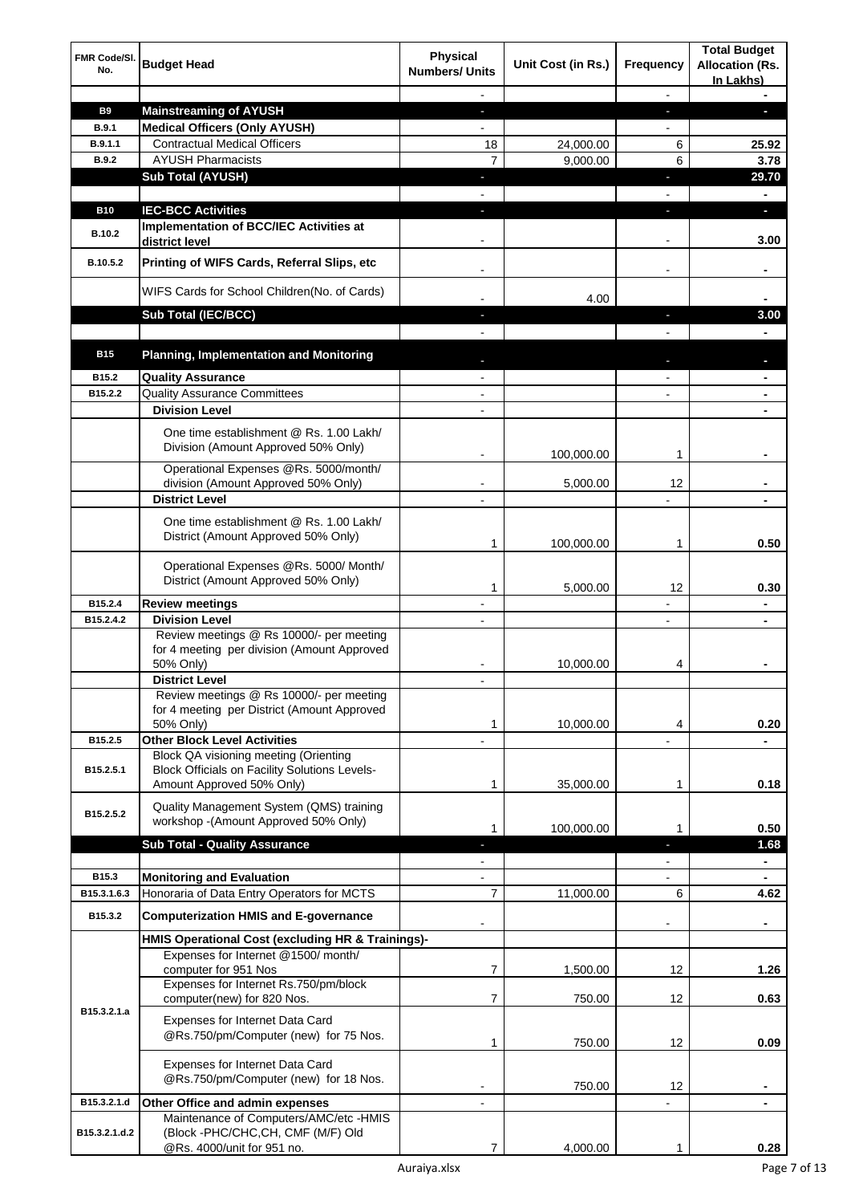| FMR Code/Sl. No. | Budget Head | Physical Numbers/ Units | Unit Cost (in Rs.) | Frequency | Total Budget Allocation (Rs. In Lakhs) |
|---|---|---|---|---|---|
| | | - | | - | - |
| B9 | **Mainstreaming of AYUSH** | - | | - | - |
| B.9.1 | **Medical Officers (Only AYUSH)** | - | | - | |
| B.9.1.1 | Contractual Medical Officers | 18 | 24,000.00 | 6 | 25.92 |
| B.9.2 | AYUSH Pharmacists | 7 | 9,000.00 | 6 | 3.78 |
| | **Sub Total (AYUSH)** | - | | - | 29.70 |
| | | - | | - | - |
| B10 | **IEC-BCC Activities** | - | | - | - |
| B.10.2 | **Implementation of BCC/IEC Activities at district level** | - | | - | 3.00 |
| B.10.5.2 | **Printing of WIFS Cards, Referral Slips, etc** | - | | - | - |
| | WIFS Cards for School Children(No. of Cards) | - | 4.00 | | - |
| | **Sub Total (IEC/BCC)** | - | | - | 3.00 |
| | | - | | - | - |
| B15 | **Planning, Implementation and Monitoring** | - | | - | - |
| B15.2 | **Quality Assurance** | - | | - | - |
| B15.2.2 | Quality Assurance Committees | - | | - | - |
| | **Division Level** | - | | | - |
| | One time establishment @ Rs. 1.00 Lakh/ Division (Amount Approved 50% Only) | - | 100,000.00 | 1 | - |
| | Operational Expenses @Rs. 5000/month/ division (Amount Approved 50% Only) | - | 5,000.00 | 12 | - |
| | **District Level** | - | | - | - |
| | One time establishment @ Rs. 1.00 Lakh/ District (Amount Approved 50% Only) | 1 | 100,000.00 | 1 | 0.50 |
| | Operational Expenses @Rs. 5000/ Month/ District (Amount Approved 50% Only) | 1 | 5,000.00 | 12 | 0.30 |
| B15.2.4 | **Review meetings** | - | | - | - |
| B15.2.4.2 | **Division Level** | - | | - | - |
| | Review meetings @ Rs 10000/- per meeting for 4 meeting per division (Amount Approved 50% Only) | - | 10,000.00 | 4 | - |
| | **District Level** | - | | | |
| | Review meetings @ Rs 10000/- per meeting for 4 meeting per District (Amount Approved 50% Only) | 1 | 10,000.00 | 4 | 0.20 |
| B15.2.5 | **Other Block Level Activities** | - | | - | - |
| B15.2.5.1 | Block QA visioning meeting (Orienting Block Officials on Facility Solutions Levels-Amount Approved 50% Only) | 1 | 35,000.00 | 1 | 0.18 |
| B15.2.5.2 | Quality Management System (QMS) training workshop -(Amount Approved 50% Only) | 1 | 100,000.00 | 1 | 0.50 |
| | **Sub Total - Quality Assurance** | - | | - | 1.68 |
| | | - | | - | - |
| B15.3 | **Monitoring and Evaluation** | - | | - | - |
| B15.3.1.6.3 | Honoraria of Data Entry Operators for MCTS | 7 | 11,000.00 | 6 | 4.62 |
| B15.3.2 | **Computerization HMIS and E-governance** | - | | - | - |
| | **HMIS Operational Cost (excluding HR & Trainings)-** | | | | |
| B15.3.2.1.a | Expenses for Internet @1500/ month/ computer for 951 Nos | 7 | 1,500.00 | 12 | 1.26 |
| | Expenses for Internet Rs.750/pm/block computer(new) for 820 Nos. | 7 | 750.00 | 12 | 0.63 |
| | Expenses for Internet Data Card @Rs.750/pm/Computer (new) for 75 Nos. | 1 | 750.00 | 12 | 0.09 |
| | Expenses for Internet Data Card @Rs.750/pm/Computer (new) for 18 Nos. | - | 750.00 | 12 | - |
| B15.3.2.1.d | **Other Office and admin expenses** | - | | - | - |
| B15.3.2.1.d.2 | Maintenance of Computers/AMC/etc -HMIS (Block -PHC/CHC,CH, CMF (M/F) Old @Rs. 4000/unit for 951 no. | 7 | 4,000.00 | 1 | 0.28 |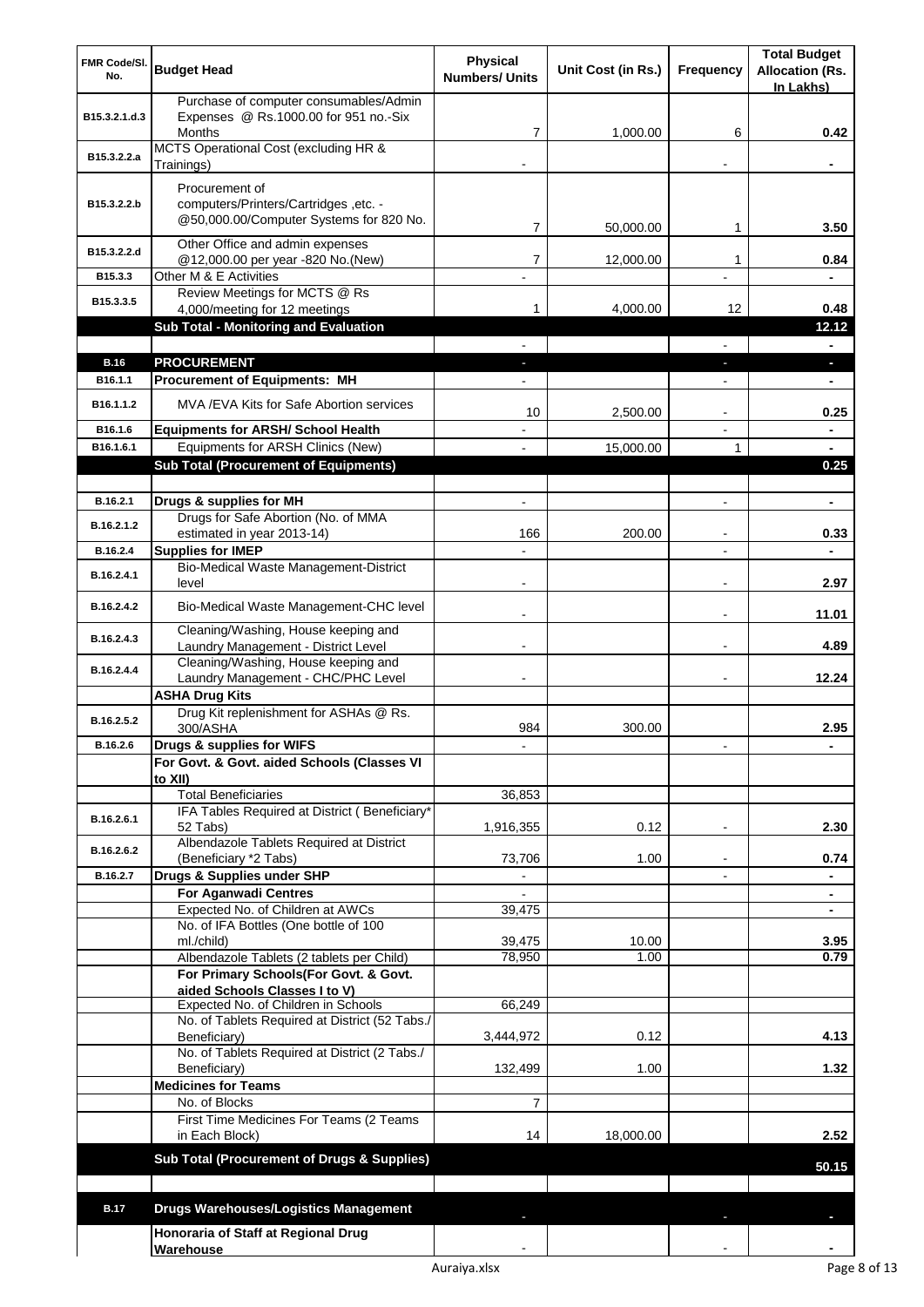| FMR Code/Sl. No. | Budget Head | Physical Numbers/ Units | Unit Cost (in Rs.) | Frequency | Total Budget Allocation (Rs. In Lakhs) |
|---|---|---|---|---|---|
| B15.3.2.1.d.3 | Purchase of computer consumables/Admin Expenses @ Rs.1000.00 for 951 no.-Six Months | 7 | 1,000.00 | 6 | 0.42 |
| B15.3.2.2.a | MCTS Operational Cost (excluding HR & Trainings) | - | | - | - |
| B15.3.2.2.b | Procurement of computers/Printers/Cartridges ,etc. - @50,000.00/Computer Systems for 820 No. | 7 | 50,000.00 | 1 | 3.50 |
| B15.3.2.2.d | Other Office and admin expenses @12,000.00 per year -820 No.(New) | 7 | 12,000.00 | 1 | 0.84 |
| B15.3.3 | Other M & E Activities | - | | - | - |
| B15.3.3.5 | Review Meetings for MCTS @ Rs 4,000/meeting for 12 meetings | 1 | 4,000.00 | 12 | 0.48 |
| | **Sub Total - Monitoring and Evaluation** | | | | **12.12** |
| | | - | | - | - |
| **B.16** | **PROCUREMENT** | - | | - | - |
| B16.1.1 | **Procurement of Equipments: MH** | - | | - | - |
| B16.1.1.2 | MVA /EVA Kits for Safe Abortion services | 10 | 2,500.00 | - | 0.25 |
| B16.1.6 | **Equipments for ARSH/ School Health** | - | | - | - |
| B16.1.6.1 | Equipments for ARSH Clinics (New) | - | 15,000.00 | 1 | - |
| | **Sub Total (Procurement of Equipments)** | | | | **0.25** |
| | | | | | |
| B.16.2.1 | **Drugs & supplies for MH** | - | | - | - |
| B.16.2.1.2 | Drugs for Safe Abortion (No. of MMA estimated in year 2013-14) | 166 | 200.00 | - | 0.33 |
| B.16.2.4 | **Supplies for IMEP** | - | | - | - |
| B.16.2.4.1 | Bio-Medical Waste Management-District level | - | | - | 2.97 |
| B.16.2.4.2 | Bio-Medical Waste Management-CHC level | - | | - | 11.01 |
| B.16.2.4.3 | Cleaning/Washing, House keeping and Laundry Management - District Level | - | | - | 4.89 |
| B.16.2.4.4 | Cleaning/Washing, House keeping and Laundry Management - CHC/PHC Level | - | | - | 12.24 |
| | **ASHA Drug Kits** | | | | |
| B.16.2.5.2 | Drug Kit replenishment for ASHAs @ Rs. 300/ASHA | 984 | 300.00 | | 2.95 |
| B.16.2.6 | **Drugs & supplies for WIFS** | - | | - | - |
| | **For Govt. & Govt. aided Schools (Classes VI to XII)** | | | | |
| | Total Beneficiaries | 36,853 | | | |
| B.16.2.6.1 | IFA Tables Required at District ( Beneficiary* 52 Tabs) | 1,916,355 | 0.12 | - | 2.30 |
| B.16.2.6.2 | Albendazole Tablets Required at District (Beneficiary *2 Tabs) | 73,706 | 1.00 | - | 0.74 |
| B.16.2.7 | **Drugs & Supplies under SHP** | - | | - | - |
| | **For Aganwadi Centres** | - | | | - |
| | Expected No. of Children at AWCs | 39,475 | | | - |
| | No. of IFA Bottles (One bottle of 100 ml./child) | 39,475 | 10.00 | | 3.95 |
| | Albendazole Tablets (2 tablets per Child) | 78,950 | 1.00 | | 0.79 |
| | **For Primary Schools(For Govt. & Govt. aided Schools Classes I to V)** | | | | |
| | Expected No. of Children in Schools | 66,249 | | | |
| | No. of Tablets Required at District (52 Tabs./ Beneficiary) | 3,444,972 | 0.12 | | 4.13 |
| | No. of Tablets Required at District (2 Tabs./ Beneficiary) | 132,499 | 1.00 | | 1.32 |
| | **Medicines for Teams** | | | | |
| | No. of Blocks | 7 | | | |
| | First Time Medicines For Teams (2 Teams in Each Block) | 14 | 18,000.00 | | 2.52 |
| | **Sub Total (Procurement of Drugs & Supplies)** | | | | **50.15** |
| | | | | | |
| **B.17** | **Drugs Warehouses/Logistics Management** | - | | - | - |
| | **Honoraria of Staff at Regional Drug Warehouse** | - | | - | - |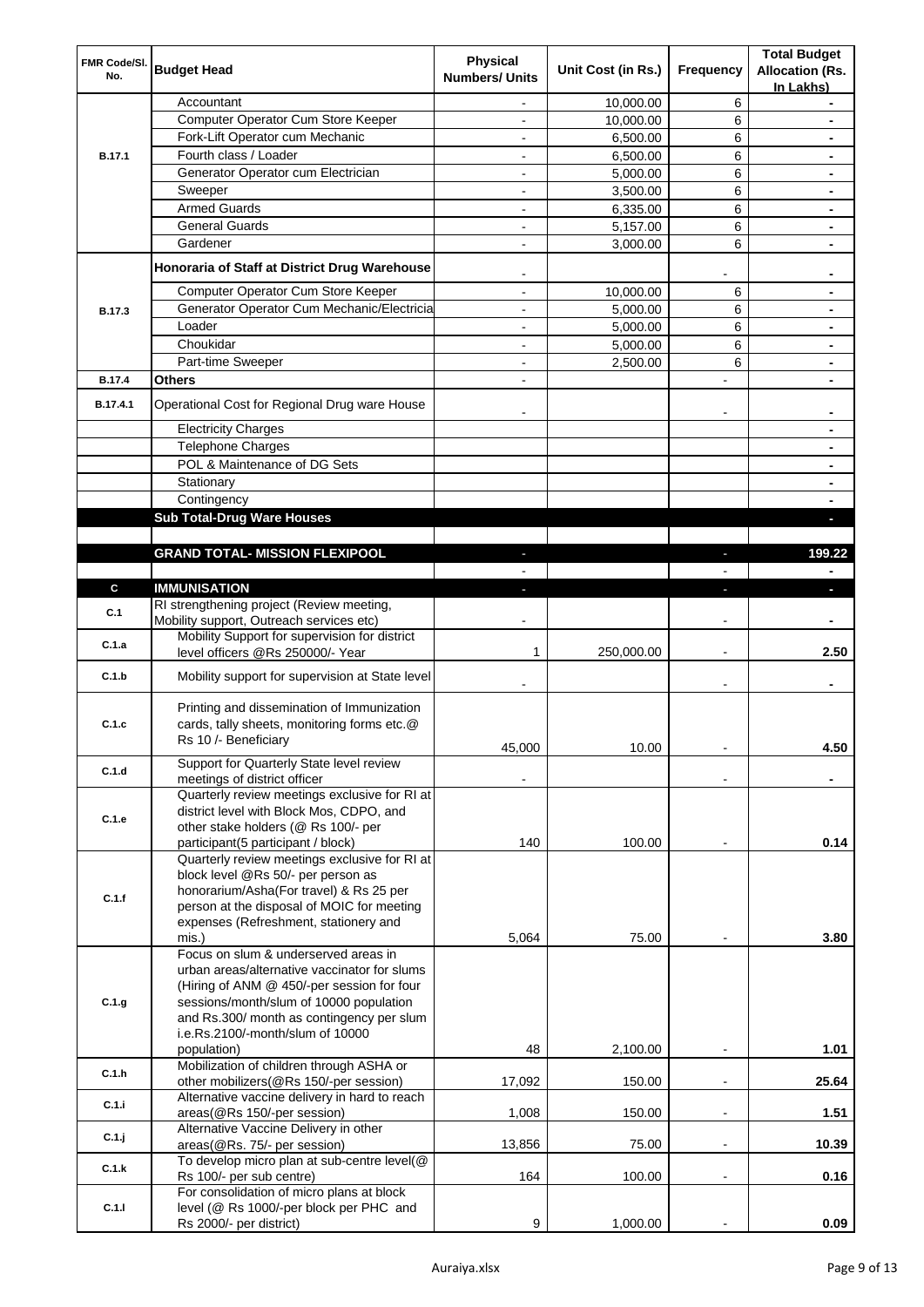| FMR Code/Sl. No. | Budget Head | Physical Numbers/ Units | Unit Cost (in Rs.) | Frequency | Total Budget Allocation (Rs. In Lakhs) |
|---|---|---|---|---|---|
| B.17.1 | Accountant | - | 10,000.00 | 6 | - |
| | Computer Operator Cum Store Keeper | - | 10,000.00 | 6 | - |
| | Fork-Lift Operator cum Mechanic | - | 6,500.00 | 6 | - |
| | Fourth class / Loader | - | 6,500.00 | 6 | - |
| | Generator Operator cum Electrician | - | 5,000.00 | 6 | - |
| | Sweeper | - | 3,500.00 | 6 | - |
| | Armed Guards | - | 6,335.00 | 6 | - |
| | General Guards | - | 5,157.00 | 6 | - |
| | Gardener | - | 3,000.00 | 6 | - |
| B.17.3 | **Honoraria of Staff at District Drug Warehouse** | - | | - | - |
| | Computer Operator Cum Store Keeper | - | 10,000.00 | 6 | - |
| | Generator Operator Cum Mechanic/Electricia | - | 5,000.00 | 6 | - |
| | Loader | - | 5,000.00 | 6 | - |
| | Choukidar | - | 5,000.00 | 6 | - |
| | Part-time Sweeper | - | 2,500.00 | 6 | - |
| B.17.4 | **Others** | - | | - | - |
| B.17.4.1 | Operational Cost for Regional Drug ware House | - | | - | - |
| | Electricity Charges | | | | - |
| | Telephone Charges | | | | - |
| | POL & Maintenance of DG Sets | | | | - |
| | Stationary | | | | - |
| | Contingency | | | | - |
| | **Sub Total-Drug Ware Houses** | | | | - |
| | | | | | |
| | **GRAND TOTAL- MISSION FLEXIPOOL** | - | | - | **199.22** |
| | | - | | - | - |
| **C** | **IMMUNISATION** | - | | - | - |
| C.1 | RI strengthening project (Review meeting, Mobility support, Outreach services etc) | - | | - | - |
| C.1.a | Mobility Support for supervision for district level officers @Rs 250000/- Year | 1 | 250,000.00 | - | 2.50 |
| C.1.b | Mobility support for supervision at State level | - | | - | - |
| C.1.c | Printing and dissemination of Immunization cards, tally sheets, monitoring forms etc.@ Rs 10 /- Beneficiary | 45,000 | 10.00 | - | 4.50 |
| C.1.d | Support for Quarterly State level review meetings of district officer | - | | - | - |
| C.1.e | Quarterly review meetings exclusive for RI at district level with Block Mos, CDPO, and other stake holders (@ Rs 100/- per participant(5 participant / block) | 140 | 100.00 | - | 0.14 |
| C.1.f | Quarterly review meetings exclusive for RI at block level @Rs 50/- per person as honorarium/Asha(For travel) & Rs 25 per person at the disposal of MOIC for meeting expenses (Refreshment, stationery and mis.) | 5,064 | 75.00 | - | 3.80 |
| C.1.g | Focus on slum & underserved areas in urban areas/alternative vaccinator for slums (Hiring of ANM @ 450/-per session for four sessions/month/slum of 10000 population and Rs.300/ month as contingency per slum i.e.Rs.2100/-month/slum of 10000 population) | 48 | 2,100.00 | - | 1.01 |
| C.1.h | Mobilization of children through ASHA or other mobilizers(@Rs 150/-per session) | 17,092 | 150.00 | - | 25.64 |
| C.1.i | Alternative vaccine delivery in hard to reach areas(@Rs 150/-per session) | 1,008 | 150.00 | - | 1.51 |
| C.1.j | Alternative Vaccine Delivery in other areas(@Rs. 75/- per session) | 13,856 | 75.00 | - | 10.39 |
| C.1.k | To develop micro plan at sub-centre level(@ Rs 100/- per sub centre) | 164 | 100.00 | - | 0.16 |
| C.1.l | For consolidation of micro plans at block level (@ Rs 1000/-per block per PHC and Rs 2000/- per district) | 9 | 1,000.00 | - | 0.09 |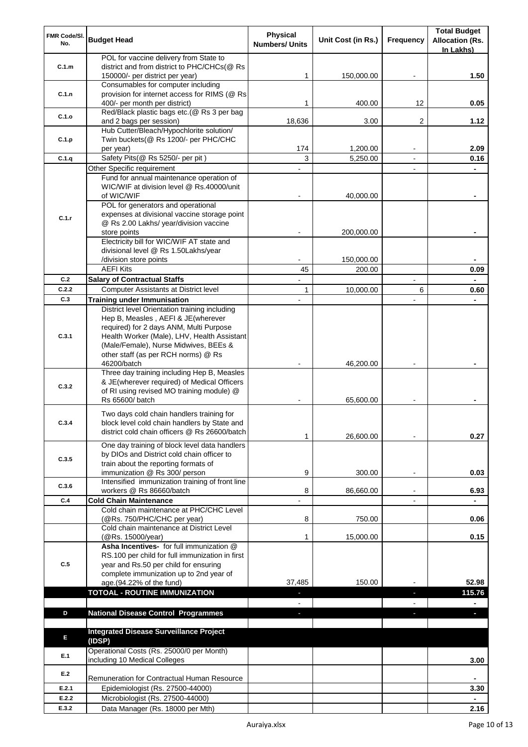| FMR Code/Sl. No. | Budget Head | Physical Numbers/ Units | Unit Cost (in Rs.) | Frequency | Total Budget Allocation (Rs. In Lakhs) |
|---|---|---|---|---|---|
| C.1.m | POL for vaccine delivery from State to district and from district to PHC/CHCs(@ Rs 150000/- per district per year) | 1 | 150,000.00 | - | 1.50 |
| C.1.n | Consumables for computer including provision for internet access for RIMS (@ Rs 400/- per month per district) | 1 | 400.00 | 12 | 0.05 |
| C.1.o | Red/Black plastic bags etc.(@ Rs 3 per bag and 2 bags per session) | 18,636 | 3.00 | 2 | 1.12 |
| C.1.p | Hub Cutter/Bleach/Hypochlorite solution/ Twin buckets(@ Rs 1200/- per PHC/CHC per year) | 174 | 1,200.00 | - | 2.09 |
| C.1.q | Safety Pits(@ Rs 5250/- per pit ) | 3 | 5,250.00 | - | 0.16 |
| C.1.r | Other Specific requirement | - | | - | - |
| | Fund for annual maintenance operation of WIC/WIF at division level @ Rs.40000/unit of WIC/WIF | - | 40,000.00 | | - |
| | POL for generators and operational expenses at divisional vaccine storage point @ Rs 2.00 Lakhs/ year/division vaccine store points | - | 200,000.00 | | - |
| | Electricity bill for WIC/WIF AT state and divisional level @ Rs 1.50Lakhs/year /division store points | - | 150,000.00 | | - |
| | AEFI Kits | 45 | 200.00 | | 0.09 |
| C.2 | **Salary of Contractual Staffs** | - | | - | - |
| C.2.2 | Computer Assistants at District level | 1 | 10,000.00 | 6 | 0.60 |
| C.3 | **Training under Immunisation** | - | | - | - |
| C.3.1 | District level Orientation training including Hep B, Measles , AEFI & JE(wherever required) for 2 days ANM, Multi Purpose Health Worker (Male), LHV, Health Assistant (Male/Female), Nurse Midwives, BEEs & other staff (as per RCH norms) @ Rs 46200/batch | - | 46,200.00 | - | - |
| C.3.2 | Three day training including Hep B, Measles & JE(wherever required) of Medical Officers of RI using revised MO training module) @ Rs 65600/ batch | - | 65,600.00 | - | - |
| C.3.4 | Two days cold chain handlers training for block level cold chain handlers by State and district cold chain officers @ Rs 26600/batch | 1 | 26,600.00 | - | 0.27 |
| C.3.5 | One day training of block level data handlers by DIOs and District cold chain officer to train about the reporting formats of immunization @ Rs 300/ person | 9 | 300.00 | - | 0.03 |
| C.3.6 | Intensified immunization training of front line workers @ Rs 86660/batch | 8 | 86,660.00 | - | 6.93 |
| C.4 | **Cold Chain Maintenance** | - | | - | - |
| | Cold chain maintenance at PHC/CHC Level (@Rs. 750/PHC/CHC per year) | 8 | 750.00 | | 0.06 |
| | Cold chain maintenance at District Level (@Rs. 15000/year) | 1 | 15,000.00 | | 0.15 |
| C.5 | **Asha Incentives-** for full immunization @ RS.100 per child for full immunization in first year and Rs.50 per child for ensuring complete immunization up to 2nd year of age.(94.22% of the fund) | 37,485 | 150.00 | - | 52.98 |
| | **TOTOAL - ROUTINE IMMUNIZATION** | - | | - | **115.76** |
| | | - | | - | - |
| D | **National Disease Control Programmes** | - | | - | - |
| | | | | | |
| E | **Integrated Disease Surveillance Project (IDSP)** | | | | |
| E.1 | Operational Costs (Rs. 25000/0 per Month) including 10 Medical Colleges | | | | 3.00 |
| E.2 | Remuneration for Contractual Human Resource | | | | - |
| E.2.1 | Epidemiologist (Rs. 27500-44000) | | | | 3.30 |
| E.2.2 | Microbiologist (Rs. 27500-44000) | | | | - |
| E.3.2 | Data Manager (Rs. 18000 per Mth) | | | | 2.16 |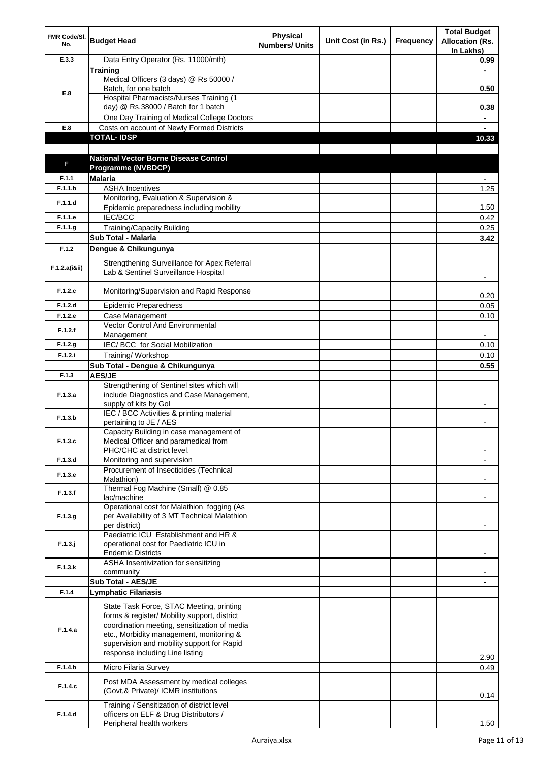| FMR Code/Sl. No. | Budget Head | Physical Numbers/ Units | Unit Cost (in Rs.) | Frequency | Total Budget Allocation (Rs. In Lakhs) |
|---|---|---|---|---|---|
| E.3.3 | Data Entry Operator (Rs. 11000/mth) | | | | 0.99 |
| E.8 | **Training** | | | | - |
| | Medical Officers (3 days) @ Rs 50000 / Batch, for one batch | | | | 0.50 |
| | Hospital Pharmacists/Nurses Training (1 day) @ Rs.38000 / Batch for 1 batch | | | | 0.38 |
| | One Day Training of Medical College Doctors | | | | - |
| E.8 | Costs on account of Newly Formed Districts | | | | - |
| | **TOTAL- IDSP** | | | | **10.33** |
| | | | | | |
| **F** | **National Vector Borne Disease Control Programme (NVBDCP)** | | | | |
| F.1.1 | **Malaria** | | | | - |
| F.1.1.b | ASHA Incentives | | | | 1.25 |
| F.1.1.d | Monitoring, Evaluation & Supervision & Epidemic preparedness including mobility | | | | 1.50 |
| F.1.1.e | IEC/BCC | | | | 0.42 |
| F.1.1.g | Training/Capacity Building | | | | 0.25 |
| | **Sub Total - Malaria** | | | | **3.42** |
| F.1.2 | **Dengue & Chikungunya** | | | | |
| F.1.2.a(i&ii) | Strengthening Surveillance for Apex Referral Lab & Sentinel Surveillance Hospital | | | | - |
| F.1.2.c | Monitoring/Supervision and Rapid Response | | | | 0.20 |
| F.1.2.d | Epidemic Preparedness | | | | 0.05 |
| F.1.2.e | Case Management | | | | 0.10 |
| F.1.2.f | Vector Control And Environmental Management | | | | - |
| F.1.2.g | IEC/ BCC for Social Mobilization | | | | 0.10 |
| F.1.2.i | Training/ Workshop | | | | 0.10 |
| | **Sub Total - Dengue & Chikungunya** | | | | **0.55** |
| F.1.3 | **AES/JE** | | | | |
| F.1.3.a | Strengthening of Sentinel sites which will include Diagnostics and Case Management, supply of kits by GoI | | | | - |
| F.1.3.b | IEC / BCC Activities & printing material pertaining to JE / AES | | | | - |
| F.1.3.c | Capacity Building in case management of Medical Officer and paramedical from PHC/CHC at district level. | | | | - |
| F.1.3.d | Monitoring and supervision | | | | - |
| F.1.3.e | Procurement of Insecticides (Technical Malathion) | | | | - |
| F.1.3.f | Thermal Fog Machine (Small) @ 0.85 lac/machine | | | | - |
| F.1.3.g | Operational cost for Malathion fogging (As per Availability of 3 MT Technical Malathion per district) | | | | - |
| F.1.3.j | Paediatric ICU Establishment and HR & operational cost for Paediatric ICU in Endemic Districts | | | | - |
| F.1.3.k | ASHA Insentivization for sensitizing community | | | | - |
| | **Sub Total - AES/JE** | | | | **-** |
| F.1.4 | **Lymphatic Filariasis** | | | | |
| F.1.4.a | State Task Force, STAC Meeting, printing forms & register/ Mobility support, district coordination meeting, sensitization of media etc., Morbidity management, monitoring & supervision and mobility support for Rapid response including Line listing | | | | 2.90 |
| F.1.4.b | Micro Filaria Survey | | | | 0.49 |
| F.1.4.c | Post MDA Assessment by medical colleges (Govt,& Private)/ ICMR institutions | | | | 0.14 |
| F.1.4.d | Training / Sensitization of district level officers on ELF & Drug Distributors / Peripheral health workers | | | | 1.50 |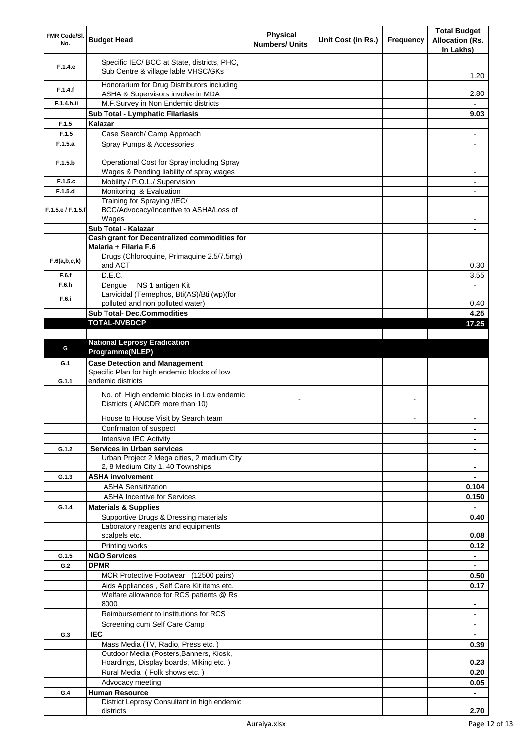| FMR Code/Sl. No. | Budget Head | Physical Numbers/ Units | Unit Cost (in Rs.) | Frequency | Total Budget Allocation (Rs. In Lakhs) |
|---|---|---|---|---|---|
| F.1.4.e | Specific IEC/ BCC at State, districts, PHC, Sub Centre & village lable VHSC/GKs | | | | 1.20 |
| F.1.4.f | Honorarium for Drug Distributors including ASHA & Supervisors involve in MDA | | | | 2.80 |
| F.1.4.h.ii | M.F.Survey in Non Endemic districts | | | | - |
| | **Sub Total - Lymphatic Filariasis** | | | | **9.03** |
| F.1.5 | **Kalazar** | | | | |
| F.1.5 | Case Search/ Camp Approach | | | | - |
| F.1.5.a | Spray Pumps & Accessories | | | | - |
| F.1.5.b | Operational Cost for Spray including Spray Wages & Pending liability of spray wages | | | | - |
| F.1.5.c | Mobility / P.O.L./ Supervision | | | | - |
| F.1.5.d | Monitoring & Evaluation | | | | - |
| F.1.5.e / F.1.5.f | Training for Spraying /IEC/ BCC/Advocacy/Incentive to ASHA/Loss of Wages | | | | - |
| | **Sub Total - Kalazar** | | | | **-** |
| | **Cash grant for Decentralized commodities for Malaria + Filaria F.6** | | | | |
| F.6(a,b,c,k) | Drugs (Chloroquine, Primaquine 2.5/7.5mg) and ACT | | | | 0.30 |
| F.6.f | D.E.C. | | | | 3.55 |
| F.6.h | Dengue NS 1 antigen Kit | | | | - |
| F.6.i | Larvicidal (Temephos, Bti(AS)/Bti (wp)(for polluted and non polluted water) | | | | 0.40 |
| | **Sub Total- Dec.Commodities** | | | | **4.25** |
| | **TOTAL-NVBDCP** | | | | **17.25** |
| | | | | | |
| G | **National Leprosy Eradication Programme(NLEP)** | | | | |
| G.1 | **Case Detection and Management** | | | | |
| G.1.1 | Specific Plan for high endemic blocks of low endemic districts | | | | |
| | No. of High endemic blocks in Low endemic Districts ( ANCDR more than 10) | - | | - | |
| | House to House Visit by Search team | | | - | **-** |
| | Confrmaton of suspect | | | | **-** |
| | Intensive IEC Activity | | | | **-** |
| G.1.2 | **Services in Urban services** | | | | **-** |
| | Urban Project 2 Mega cities, 2 medium City 2, 8 Medium City 1, 40 Townships | | | | **-** |
| G.1.3 | **ASHA involvement** | | | | **-** |
| | ASHA Sensitization | | | | **0.104** |
| | ASHA Incentive for Services | | | | **0.150** |
| G.1.4 | **Materials & Supplies** | | | | **-** |
| | Supportive Drugs & Dressing materials | | | | **0.40** |
| | Laboratory reagents and equipments scalpels etc. | | | | **0.08** |
| | Printing works | | | | **0.12** |
| G.1.5 | **NGO Services** | | | | **-** |
| G.2 | **DPMR** | | | | **-** |
| | MCR Protective Footwear (12500 pairs) | | | | **0.50** |
| | Aids Appliances , Self Care Kit items etc. | | | | **0.17** |
| | Welfare allowance for RCS patients @ Rs 8000 | | | | **-** |
| | Reimbursement to institutions for RCS | | | | **-** |
| | Screening cum Self Care Camp | | | | **-** |
| G.3 | **IEC** | | | | **-** |
| | Mass Media (TV, Radio, Press etc. ) | | | | **0.39** |
| | Outdoor Media (Posters,Banners, Kiosk, Hoardings, Display boards, Miking etc. ) | | | | **0.23** |
| | Rural Media ( Folk shows etc. ) | | | | **0.20** |
| | Advocacy meeting | | | | **0.05** |
| G.4 | **Human Resource** | | | | **-** |
| | District Leprosy Consultant in high endemic districts | | | | **2.70** |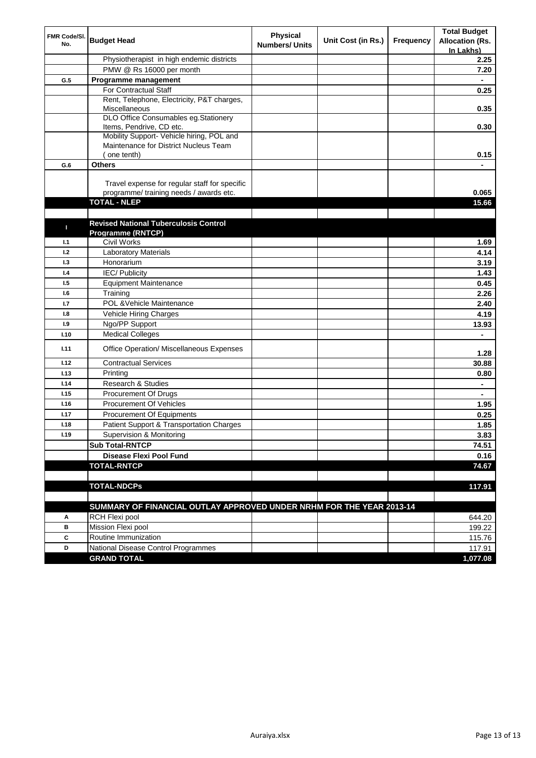| FMR Code/Sl. No. | Budget Head | Physical Numbers/ Units | Unit Cost (in Rs.) | Frequency | Total Budget Allocation (Rs. In Lakhs) |
|---|---|---|---|---|---|
| | Physiotherapist in high endemic districts | | | | 2.25 |
| | PMW @ Rs 16000 per month | | | | 7.20 |
| G.5 | **Programme management** | | | | - |
| | For Contractual Staff | | | | 0.25 |
| | Rent, Telephone, Electricity, P&T charges, Miscellaneous | | | | 0.35 |
| | DLO Office Consumables eg.Stationery Items, Pendrive, CD etc. | | | | 0.30 |
| | Mobility Support- Vehicle hiring, POL and Maintenance for District Nucleus Team ( one tenth) | | | | 0.15 |
| G.6 | **Others** | | | | - |
| | Travel expense for regular staff for specific programme/ training needs / awards etc. | | | | 0.065 |
| | **TOTAL - NLEP** | | | | **15.66** |
| | | | | | |
| I | **Revised National Tuberculosis Control Programme (RNTCP)** | | | | |
| I.1 | Civil Works | | | | 1.69 |
| I.2 | Laboratory Materials | | | | 4.14 |
| I.3 | Honorarium | | | | 3.19 |
| I.4 | IEC/ Publicity | | | | 1.43 |
| I.5 | Equipment Maintenance | | | | 0.45 |
| I.6 | Training | | | | 2.26 |
| I.7 | POL &Vehicle Maintenance | | | | 2.40 |
| I.8 | Vehicle Hiring Charges | | | | 4.19 |
| I.9 | Ngo/PP Support | | | | 13.93 |
| I.10 | Medical Colleges | | | | - |
| I.11 | Office Operation/ Miscellaneous Expenses | | | | 1.28 |
| I.12 | Contractual Services | | | | 30.88 |
| I.13 | Printing | | | | 0.80 |
| I.14 | Research & Studies | | | | - |
| I.15 | Procurement Of Drugs | | | | - |
| I.16 | Procurement Of Vehicles | | | | 1.95 |
| I.17 | Procurement Of Equipments | | | | 0.25 |
| I.18 | Patient Support & Transportation Charges | | | | 1.85 |
| I.19 | Supervision & Monitoring | | | | 3.83 |
| | **Sub Total-RNTCP** | | | | **74.51** |
| | **Disease Flexi Pool Fund** | | | | **0.16** |
| | **TOTAL-RNTCP** | | | | **74.67** |
| | | | | | |
| | **TOTAL-NDCPs** | | | | **117.91** |
| | | | | | |
| | **SUMMARY OF FINANCIAL OUTLAY APPROVED UNDER NRHM FOR THE YEAR 2013-14** | | | | |
| A | RCH Flexi pool | | | | 644.20 |
| B | Mission Flexi pool | | | | 199.22 |
| C | Routine Immunization | | | | 115.76 |
| D | National Disease Control Programmes | | | | 117.91 |
| | **GRAND TOTAL** | | | | **1,077.08** |

Auraiya.xlsx